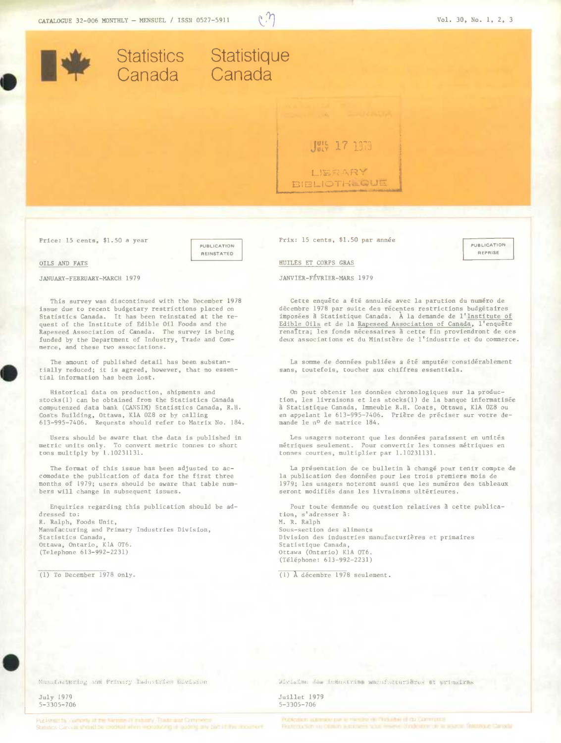CATALOGUE 32-006 MONTHLY — MENSUEL / ISSN 0527-5911

Vol. 30, No. 1, 2, 3

Statistics Canada — Statistique Canada

Price: 15 cents, $1.50 a year

PUBLICATION REINSTATED

## OILS AND FATS

JANUARY-FEBRUARY-MARCH 1979

This survey was discontinued with the December 1978 issue due to recent budgetary restrictions placed on Statistics Canada. It has been reinstated at the request of the Institute of Edible Oil Foods and the Rapeseed Association of Canada. The survey is being funded by the Department of Industry, Trade and Commerce, and these two associations.

The amount of published detail has been substantially reduced; it is agreed, however, that no essential information has been lost.

Historical data on production, shipments and stocks(1) can be obtained from the Statistics Canada computenzed data bank (CANSIM) Statistics Canada, R.H. Coats Building, Ottawa, K1A 0Z8 or by calling 613-995-7406. Requests should refer to Matrix No. 184.

Users should be aware that the data is published in metric units only. To convert metric tonnes to short tons multiply by 1.10231131.

The format of this issue has been adjusted to accomodate the publication of data for the first three months of 1979; users should be aware that table numbers will change in subsequent issues.

Enquiries regarding this publication should be addressed to:
R. Ralph, Foods Unit,
Manufacturing and Primary Industries Division,
Statistics Canada,
Ottawa, Ontario, K1A 0T6.
(Telephone 613-992-2231)

(1) To December 1978 only.

Prix: 15 cents, $1.50 par année

PUBLICATION REPRISE

## HUILES ET CORPS GRAS

JANVIER-FÉVRIER-MARS 1979

Cette enquête a été annulée avec la parution du numéro de décembre 1978 par suite des récentes restrictions budgétaires imposées à Statistique Canada. À la demande de l'Institute of Edible Oils et de la Rapeseed Association of Canada, l'enquête renaîtra; les fonds nécessaires à cette fin proviendront de ces deux associations et du Ministère de l'industrie et du commerce.

La somme de données publiées a été amputée considérablement sans, toutefois, toucher aux chiffres essentiels.

On peut obtenir les données chronologiques sur la production, les livraisons et les stocks(1) de la banque informatisée à Statistique Canada, Immeuble R.H. Coats, Ottawa, K1A 0Z8 ou en appelant le 613-995-7406. Prière de préciser sur votre demande le n° de matrice 184.

Les usagers noteront que les données paraissent en unités métriques seulement. Pour convertir les tonnes métriques en tonnes courtes, multiplier par 1.10231131.

La présentation de ce bulletin à changé pour tenir compte de la publication des données pour les trois premiers mois de 1979; les usagers noteront aussi que les numéros des tableaux seront modifiés dans les livraisons ultérieures.

Pour toute demande ou question relatives à cette publication, s'adresser à:
M. R. Ralph
Sous-section des aliments
Division des industries manufacturières et primaires
Statistique Canada
Ottawa (Ontario) K1A 0T6.
(Téléphone: 613-992-2231)

(1) À décembre 1978 seulement.

Manufacturing and Primary Industries Division

July 1979
5-3305-706

Division des industries manufacturières et primaires

Juillet 1979
5-3305-706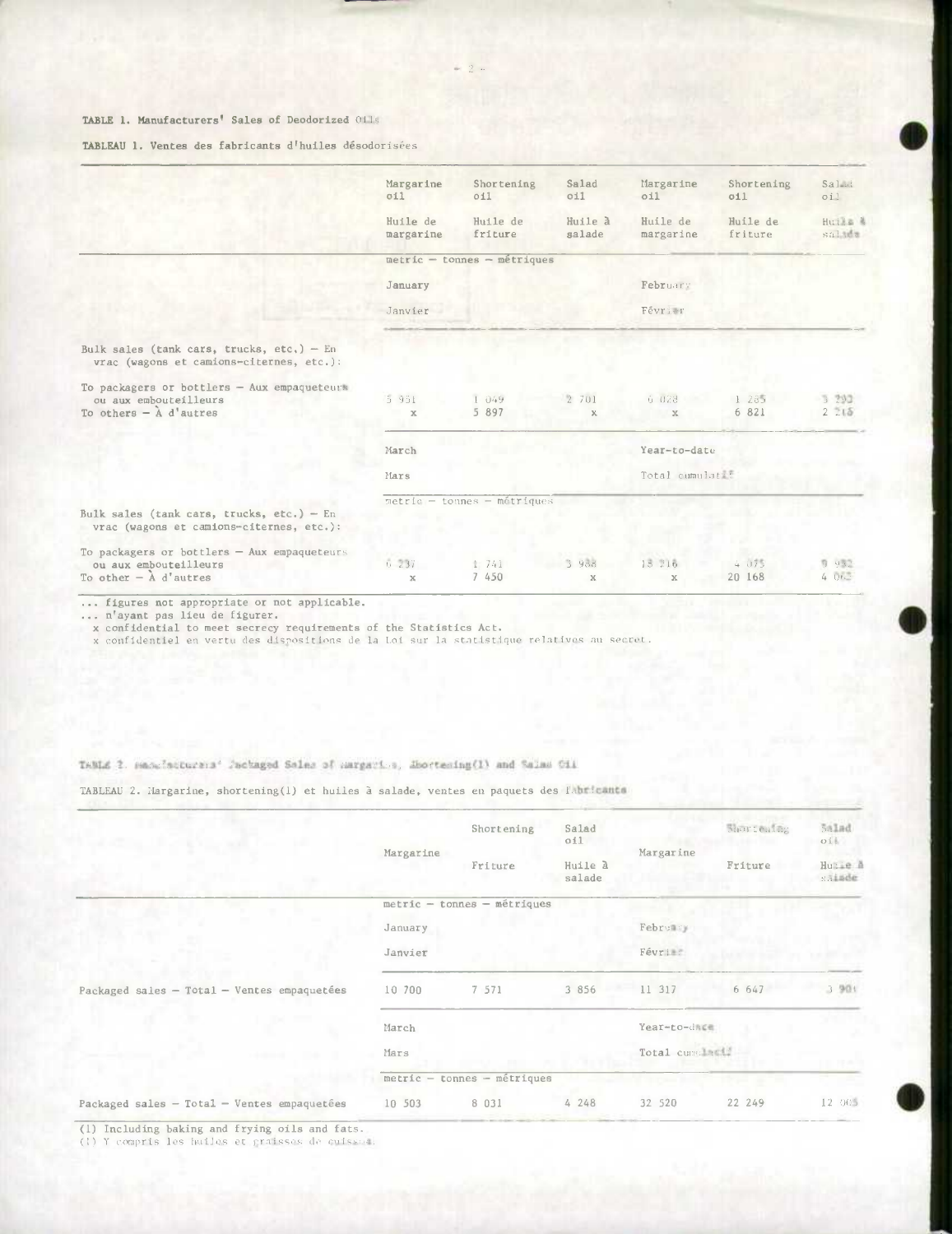TABLE 1. Manufacturers' Sales of Deodorized Oils

TABLEAU 1. Ventes des fabricants d'huiles désodorisées

| | Margarine oil<br>Huile de margarine | Shortening oil<br>Huile de friture | Salad oil<br>Huile à salade | Margarine oil<br>Huile de margarine | Shortening oil<br>Huile de friture | Salad oil<br>Huile à salade |
|---|---|---|---|---|---|---|
| | metric – tonnes – métriques | | | | | |
| | January<br>Janvier | | | February<br>Février | | |
| Bulk sales (tank cars, trucks, etc.) – En vrac (wagons et camions-citernes, etc.): | | | | | | |
| To packagers or bottlers – Aux empaqueteurs ou aux embouteilleurs | 5 951 | 1 049 | 2 701 | 6 028 | 1 285 | 3 292 |
| To others – À d'autres | x | 5 897 | x | x | 6 821 | 2 216 |
| | March<br>Mars | | | Year-to-date<br>Total cumulatif | | |
| | metric – tonnes – métriques | | | | | |
| Bulk sales (tank cars, trucks, etc.) – En vrac (wagons et camions-citernes, etc.): | | | | | | |
| To packagers or bottlers – Aux empaqueteurs ou aux embouteilleurs | 6 237 | 1 741 | 3 988 | 18 216 | 4 075 | 9 982 |
| To other – À d'autres | x | 7 450 | x | x | 20 168 | 4 062 |

... figures not appropriate or not applicable.
... n'ayant pas lieu de figurer.
x confidential to meet secrecy requirements of the Statistics Act.
x confidentiel en vertu des dispositions de la Loi sur la statistique relatives au secret.

TABLE 2. Manufacturers' Packaged Sales of Margarine, Shortening(1) and Salad Oil

TABLEAU 2. Margarine, shortening(1) et huiles à salade, ventes en paquets des fabricants

| | Margarine | Shortening<br>Friture | Salad oil<br>Huile à salade | Margarine | Shortening<br>Friture | Salad oil<br>Huile à salade |
|---|---|---|---|---|---|---|
| | metric – tonnes – métriques | | | | | |
| | January<br>Janvier | | | February<br>Février | | |
| Packaged sales – Total – Ventes empaquetées | 10 700 | 7 571 | 3 856 | 11 317 | 6 647 | 3 901 |
| | March<br>Mars | | | Year-to-date<br>Total cumulatif | | |
| | metric – tonnes – métriques | | | | | |
| Packaged sales – Total – Ventes empaquetées | 10 503 | 8 031 | 4 248 | 32 520 | 22 249 | 12 005 |

(1) Including baking and frying oils and fats.
(1) Y compris les huiles et graisses de cuisson.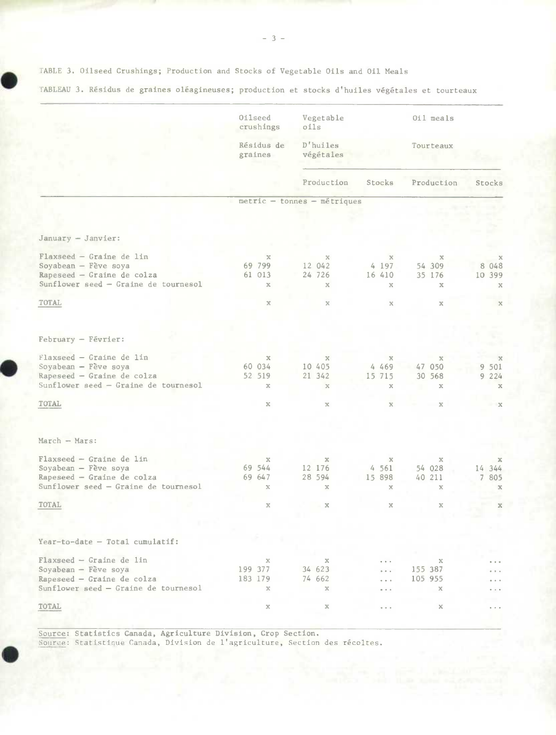TABLE 3. Oilseed Crushings; Production and Stocks of Vegetable Oils and Oil Meals

TABLEAU 3. Résidus de graines oléagineuses; production et stocks d'huiles végétales et tourteaux

| | Oilseed crushings<br>Résidus de graines | Vegetable oils<br>D'huiles végétales | | Oil meals<br>Tourteaux | |
|---|---|---|---|---|---|
| | | Production | Stocks | Production | Stocks |
| | metric – tonnes – métriques | | | | |
| **January – Janvier:** | | | | | |
| Flaxseed – Graine de lin | x | x | x | x | x |
| Soyabean – Fève soya | 69 799 | 12 042 | 4 197 | 54 309 | 8 048 |
| Rapeseed – Graine de colza | 61 013 | 24 726 | 16 410 | 35 176 | 10 399 |
| Sunflower seed – Graine de tournesol | x | x | x | x | x |
| TOTAL | x | x | x | x | x |
| **February – Février:** | | | | | |
| Flaxseed – Graine de lin | x | x | x | x | x |
| Soyabean – Fève soya | 60 034 | 10 405 | 4 469 | 47 050 | 9 501 |
| Rapeseed – Graine de colza | 52 519 | 21 342 | 15 715 | 30 568 | 9 224 |
| Sunflower seed – Graine de tournesol | x | x | x | x | x |
| TOTAL | x | x | x | x | x |
| **March – Mars:** | | | | | |
| Flaxseed – Graine de lin | x | x | x | x | x |
| Soyabean – Fève soya | 69 544 | 12 176 | 4 561 | 54 028 | 14 344 |
| Rapeseed – Graine de colza | 69 647 | 28 594 | 15 898 | 40 211 | 7 805 |
| Sunflower seed – Graine de tournesol | x | x | x | x | x |
| TOTAL | x | x | x | x | x |
| **Year-to-date – Total cumulatif:** | | | | | |
| Flaxseed – Graine de lin | x | x | ... | x | ... |
| Soyabean – Fève soya | 199 377 | 34 623 | ... | 155 387 | ... |
| Rapeseed – Graine de colza | 183 179 | 74 662 | ... | 105 955 | ... |
| Sunflower seed – Graine de tournesol | x | x | ... | x | ... |
| TOTAL | x | x | ... | x | ... |

Source: Statistics Canada, Agriculture Division, Crop Section.
Source: Statistique Canada, Division de l'agriculture, Section des récoltes.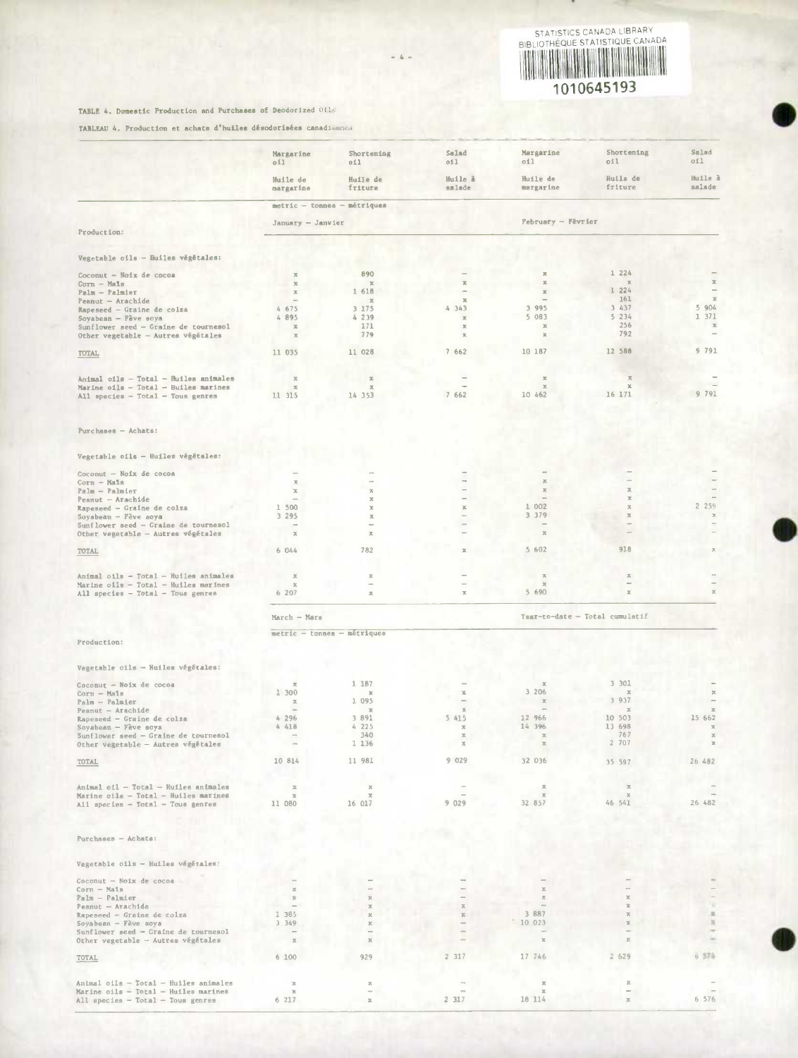TABLE 4. Domestic Production and Purchases of Deodorized Oils

TABLEAU 4. Production et achats d'huiles désodorisées canadiennes

| | Margarine oil<br>Huile de margarine | Shortening oil<br>Huile de friture | Salad oil<br>Huile à salade | Margarine oil<br>Huile de margarine | Shortening oil<br>Huile de friture | Salad oil<br>Huile à salade |
|---|---|---|---|---|---|---|
| | metric – tonnes – métriques | | | | | |
| | January – Janvier | | | February – Février | | |
| **Production:** | | | | | | |
| Vegetable oils – Huiles végétales: | | | | | | |
| Coconut – Noix de cocoa | x | 890 | – | x | 1 224 | – |
| Corn – Maïs | x | x | x | x | x | x |
| Palm – Palmier | x | 1 618 | – | x | 1 224 | – |
| Peanut – Arachide | – | x | x | – | 161 | x |
| Rapeseed – Graine de colza | 4 675 | 3 175 | 4 343 | 3 995 | 3 437 | 5 904 |
| Soyabean – Fève soya | 4 895 | 4 239 | x | 5 083 | 5 234 | 1 371 |
| Sunflower seed – Graine de tournesol | x | 171 | x | x | 256 | x |
| Other vegetable – Autres végétales | x | 779 | x | x | 792 | – |
| TOTAL | 11 035 | 11 028 | 7 662 | 10 187 | 12 588 | 9 791 |
| Animal oils – Total – Huiles animales | x | x | – | x | x | – |
| Marine oils – Total – Huiles marines | x | x | – | x | x | – |
| All species – Total – Tous genres | 11 315 | 14 353 | 7 662 | 10 462 | 16 171 | 9 791 |
| **Purchases – Achats:** | | | | | | |
| Vegetable oils – Huiles végétales: | | | | | | |
| Coconut – Noix de cocoa | – | – | – | – | – | – |
| Corn – Maïs | x | – | – | x | – | – |
| Palm – Palmier | x | x | – | x | x | – |
| Peanut – Arachide | – | x | – | – | x | – |
| Rapeseed – Graine de colza | 1 500 | x | x | 1 002 | x | 2 259 |
| Soyabean – Fève soya | 3 295 | x | – | 3 379 | x | x |
| Sunflower seed – Graine de tournesol | – | – | – | – | – | – |
| Other vegetable – Autres végétales | x | x | – | x | – | – |
| TOTAL | 6 044 | 782 | x | 5 602 | 918 | x |
| Animal oils – Total – Huiles animales | x | x | – | x | x | – |
| Marine oils – Total – Huiles marines | x | – | – | x | – | – |
| All species – Total – Tous genres | 6 207 | x | x | 5 690 | x | x |
| | March – Mars | | | Year-to-date – Total cumulatif | | |
| | metric – tonnes – métriques | | | | | |
| **Production:** | | | | | | |
| Vegetable oils – Huiles végétales: | | | | | | |
| Coconut – Noix de cocoa | x | 1 187 | – | x | 3 301 | – |
| Corn – Maïs | 1 300 | x | x | 3 206 | x | x |
| Palm – Palmier | x | 1 095 | – | x | 3 937 | – |
| Peanut – Arachide | – | x | x | – | x | x |
| Rapeseed – Graine de colza | 4 296 | 3 891 | 5 415 | 12 966 | 10 503 | 15 662 |
| Soyabean – Fève soya | 4 418 | 4 225 | x | 14 396 | 13 698 | x |
| Sunflower seed – Graine de tournesol | – | 340 | x | x | 767 | x |
| Other vegetable – Autres végétales | – | 1 136 | x | x | 2 707 | x |
| TOTAL | 10 814 | 11 981 | 9 029 | 32 036 | 35 597 | 26 482 |
| Animal oil – Total – Huiles animales | x | x | – | x | x | – |
| Marine oils – Total – Huiles marines | x | x | – | x | x | – |
| All species – Total – Tous genres | 11 080 | 16 017 | 9 029 | 32 857 | 46 541 | 26 482 |
| **Purchases – Achats:** | | | | | | |
| Vegetable oils – Huiles végétales: | | | | | | |
| Coconut – Noix de cocoa | – | – | – | – | – | – |
| Corn – Maïs | x | – | – | x | – | – |
| Palm – Palmier | x | x | – | x | x | – |
| Peanut – Arachide | – | x | x | – | x | – |
| Rapeseed – Graine de colza | 1 385 | x | x | 3 887 | x | x |
| Soyabean – Fève soya | 3 349 | x | – | 10 023 | x | x |
| Sunflower seed – Graine de tournesol | – | – | – | – | – | – |
| Other vegetable – Autres végétales | x | x | – | x | x | – |
| TOTAL | 6 100 | 929 | 2 317 | 17 746 | 2 629 | 6 576 |
| Animal oils – Total – Huiles animales | x | x | – | x | x | – |
| Marine oils – Total – Huiles marines | x | – | – | x | – | – |
| All species – Total – Tous genres | 6 217 | x | 2 317 | 18 114 | x | 6 576 |